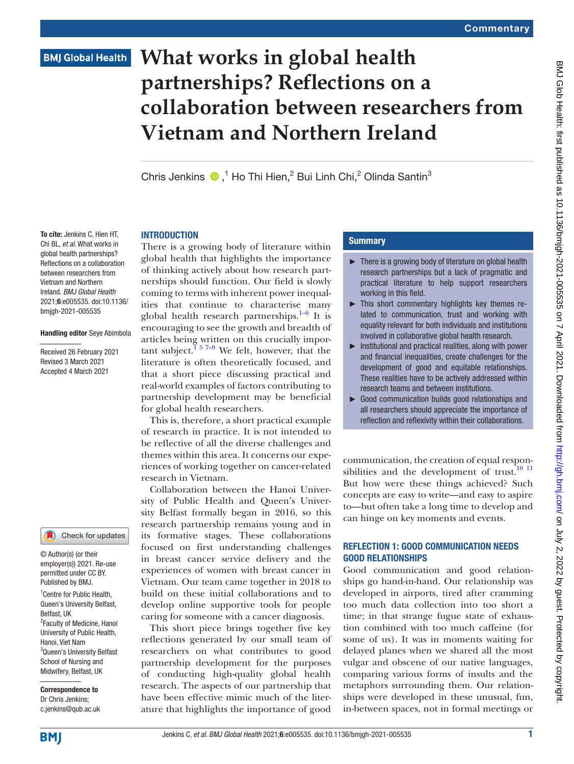Commentary

# What works in global health partnerships? Reflections on a collaboration between researchers from Vietnam and Northern Ireland

Chris Jenkins [1], Ho Thi Hien [2], Bui Linh Chi [2], Olinda Santin [3]

**To cite:** Jenkins C, Hien HT, Chi BL, *et al*. What works in global health partnerships? Reflections on a collaboration between researchers from Vietnam and Northern Ireland. *BMJ Global Health* 2021;**6**:e005535. doi:10.1136/bmjgh-2021-005535

**Handling editor** Seye Abimbola

Received 26 February 2021
Revised 3 March 2021
Accepted 4 March 2021

© Author(s) (or their employer(s)) 2021. Re-use permitted under CC BY. Published by BMJ.

[1] Centre for Public Health, Queen's University Belfast, Belfast, UK
[2] Faculty of Medicine, Hanoi University of Public Health, Hanoi, Viet Nam
[3] Queen's University Belfast School of Nursing and Midwifery, Belfast, UK

**Correspondence to**
Dr Chris Jenkins;
c.jenkins@qub.ac.uk

## Summary

- There is a growing body of literature on global health research partnerships but a lack of pragmatic and practical literature to help support researchers working in this field.
- This short commentary highlights key themes related to communication, trust and working with equality relevant for both individuals and institutions involved in collaborative global health research.
- Institutional and practical realities, along with power and financial inequalities, create challenges for the development of good and equitable relationships. These realities have to be actively addressed within research teams and between institutions.
- Good communication builds good relationships and all researchers should appreciate the importance of reflection and reflexivity within their collaborations.

## INTRODUCTION

There is a growing body of literature within global health that highlights the importance of thinking actively about how research partnerships should function. Our field is slowly coming to terms with inherent power inequalities that continue to characterise many global health research partnerships.[1–6] It is encouraging to see the growth and breadth of articles being written on this crucially important subject.[1 5 7–9] We felt, however, that the literature is often theoretically focused, and that a short piece discussing practical and real-world examples of factors contributing to partnership development may be beneficial for global health researchers.

This is, therefore, a short practical example of research in practice. It is not intended to be reflective of all the diverse challenges and themes within this area. It concerns our experiences of working together on cancer-related research in Vietnam.

Collaboration between the Hanoi University of Public Health and Queen's University Belfast formally began in 2016, so this research partnership remains young and in its formative stages. These collaborations focused on first understanding challenges in breast cancer service delivery and the experiences of women with breast cancer in Vietnam. Our team came together in 2018 to build on these initial collaborations and to develop online supportive tools for people caring for someone with a cancer diagnosis.

This short piece brings together five key reflections generated by our small team of researchers on what contributes to good partnership development for the purposes of conducting high-quality global health research. The aspects of our partnership that have been effective mimic much of the literature that highlights the importance of good communication, the creation of equal responsibilities and the development of trust.[10 11] But how were these things achieved? Such concepts are easy to write—and easy to aspire to—but often take a long time to develop and can hinge on key moments and events.

## REFLECTION 1: GOOD COMMUNICATION NEEDS GOOD RELATIONSHIPS

Good communication and good relationships go hand-in-hand. Our relationship was developed in airports, tired after cramming too much data collection into too short a time; in that strange fugue state of exhaustion combined with too much caffeine (for some of us). It was in moments waiting for delayed planes when we shared all the most vulgar and obscene of our native languages, comparing various forms of insults and the metaphors surrounding them. Our relationships were developed in these unusual, fun, in-between spaces, not in formal meetings or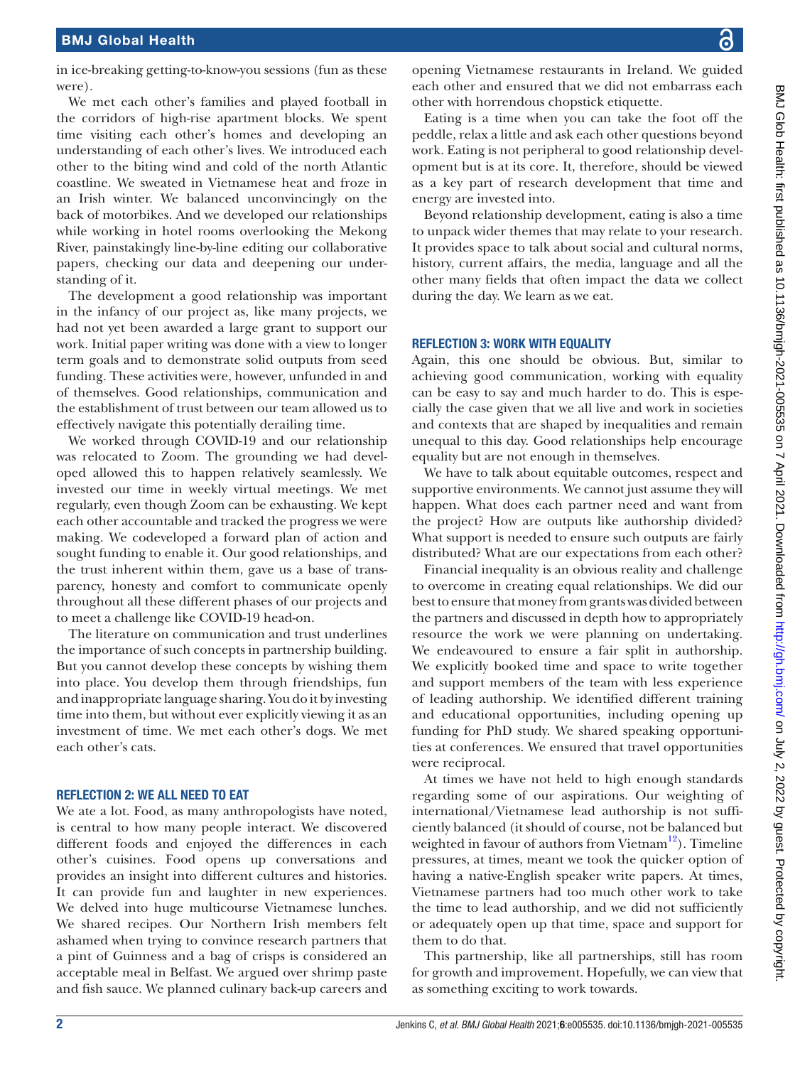in ice-breaking getting-to-know-you sessions (fun as these were).

We met each other's families and played football in the corridors of high-rise apartment blocks. We spent time visiting each other's homes and developing an understanding of each other's lives. We introduced each other to the biting wind and cold of the north Atlantic coastline. We sweated in Vietnamese heat and froze in an Irish winter. We balanced unconvincingly on the back of motorbikes. And we developed our relationships while working in hotel rooms overlooking the Mekong River, painstakingly line-by-line editing our collaborative papers, checking our data and deepening our understanding of it.

The development a good relationship was important in the infancy of our project as, like many projects, we had not yet been awarded a large grant to support our work. Initial paper writing was done with a view to longer term goals and to demonstrate solid outputs from seed funding. These activities were, however, unfunded in and of themselves. Good relationships, communication and the establishment of trust between our team allowed us to effectively navigate this potentially derailing time.

We worked through COVID-19 and our relationship was relocated to Zoom. The grounding we had developed allowed this to happen relatively seamlessly. We invested our time in weekly virtual meetings. We met regularly, even though Zoom can be exhausting. We kept each other accountable and tracked the progress we were making. We codeveloped a forward plan of action and sought funding to enable it. Our good relationships, and the trust inherent within them, gave us a base of transparency, honesty and comfort to communicate openly throughout all these different phases of our projects and to meet a challenge like COVID-19 head-on.

The literature on communication and trust underlines the importance of such concepts in partnership building. But you cannot develop these concepts by wishing them into place. You develop them through friendships, fun and inappropriate language sharing. You do it by investing time into them, but without ever explicitly viewing it as an investment of time. We met each other's dogs. We met each other's cats.

## REFLECTION 2: WE ALL NEED TO EAT

We ate a lot. Food, as many anthropologists have noted, is central to how many people interact. We discovered different foods and enjoyed the differences in each other's cuisines. Food opens up conversations and provides an insight into different cultures and histories. It can provide fun and laughter in new experiences. We delved into huge multicourse Vietnamese lunches. We shared recipes. Our Northern Irish members felt ashamed when trying to convince research partners that a pint of Guinness and a bag of crisps is considered an acceptable meal in Belfast. We argued over shrimp paste and fish sauce. We planned culinary back-up careers and opening Vietnamese restaurants in Ireland. We guided each other and ensured that we did not embarrass each other with horrendous chopstick etiquette.

Eating is a time when you can take the foot off the peddle, relax a little and ask each other questions beyond work. Eating is not peripheral to good relationship development but is at its core. It, therefore, should be viewed as a key part of research development that time and energy are invested into.

Beyond relationship development, eating is also a time to unpack wider themes that may relate to your research. It provides space to talk about social and cultural norms, history, current affairs, the media, language and all the other many fields that often impact the data we collect during the day. We learn as we eat.

## REFLECTION 3: WORK WITH EQUALITY

Again, this one should be obvious. But, similar to achieving good communication, working with equality can be easy to say and much harder to do. This is especially the case given that we all live and work in societies and contexts that are shaped by inequalities and remain unequal to this day. Good relationships help encourage equality but are not enough in themselves.

We have to talk about equitable outcomes, respect and supportive environments. We cannot just assume they will happen. What does each partner need and want from the project? How are outputs like authorship divided? What support is needed to ensure such outputs are fairly distributed? What are our expectations from each other?

Financial inequality is an obvious reality and challenge to overcome in creating equal relationships. We did our best to ensure that money from grants was divided between the partners and discussed in depth how to appropriately resource the work we were planning on undertaking. We endeavoured to ensure a fair split in authorship. We explicitly booked time and space to write together and support members of the team with less experience of leading authorship. We identified different training and educational opportunities, including opening up funding for PhD study. We shared speaking opportunities at conferences. We ensured that travel opportunities were reciprocal.

At times we have not held to high enough standards regarding some of our aspirations. Our weighting of international/Vietnamese lead authorship is not sufficiently balanced (it should of course, not be balanced but weighted in favour of authors from Vietnam[12]). Timeline pressures, at times, meant we took the quicker option of having a native-English speaker write papers. At times, Vietnamese partners had too much other work to take the time to lead authorship, and we did not sufficiently or adequately open up that time, space and support for them to do that.

This partnership, like all partnerships, still has room for growth and improvement. Hopefully, we can view that as something exciting to work towards.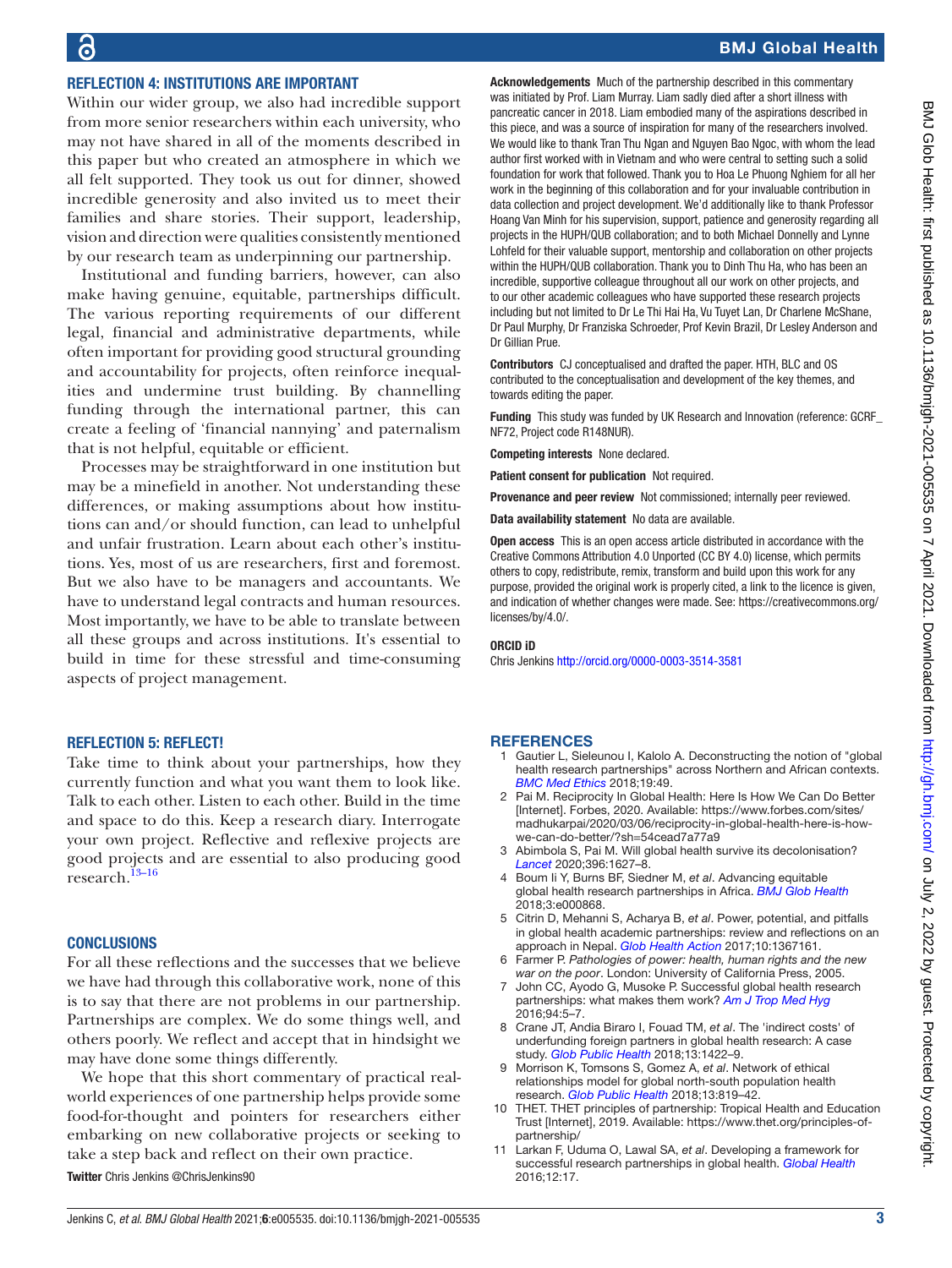## REFLECTION 4: INSTITUTIONS ARE IMPORTANT

Within our wider group, we also had incredible support from more senior researchers within each university, who may not have shared in all of the moments described in this paper but who created an atmosphere in which we all felt supported. They took us out for dinner, showed incredible generosity and also invited us to meet their families and share stories. Their support, leadership, vision and direction were qualities consistently mentioned by our research team as underpinning our partnership.

Institutional and funding barriers, however, can also make having genuine, equitable, partnerships difficult. The various reporting requirements of our different legal, financial and administrative departments, while often important for providing good structural grounding and accountability for projects, often reinforce inequalities and undermine trust building. By channelling funding through the international partner, this can create a feeling of 'financial nannying' and paternalism that is not helpful, equitable or efficient.

Processes may be straightforward in one institution but may be a minefield in another. Not understanding these differences, or making assumptions about how institutions can and/or should function, can lead to unhelpful and unfair frustration. Learn about each other's institutions. Yes, most of us are researchers, first and foremost. But we also have to be managers and accountants. We have to understand legal contracts and human resources. Most importantly, we have to be able to translate between all these groups and across institutions. It's essential to build in time for these stressful and time-consuming aspects of project management.

## REFLECTION 5: REFLECT!

Take time to think about your partnerships, how they currently function and what you want them to look like. Talk to each other. Listen to each other. Build in the time and space to do this. Keep a research diary. Interrogate your own project. Reflective and reflexive projects are good projects and are essential to also producing good research.[13–16]

## CONCLUSIONS

For all these reflections and the successes that we believe we have had through this collaborative work, none of this is to say that there are not problems in our partnership. Partnerships are complex. We do some things well, and others poorly. We reflect and accept that in hindsight we may have done some things differently.

We hope that this short commentary of practical real-world experiences of one partnership helps provide some food-for-thought and pointers for researchers either embarking on new collaborative projects or seeking to take a step back and reflect on their own practice.

**Twitter** Chris Jenkins @ChrisJenkins90

**Acknowledgements** Much of the partnership described in this commentary was initiated by Prof. Liam Murray. Liam sadly died after a short illness with pancreatic cancer in 2018. Liam embodied many of the aspirations described in this piece, and was a source of inspiration for many of the researchers involved. We would like to thank Tran Thu Ngan and Nguyen Bao Ngoc, with whom the lead author first worked with in Vietnam and who were central to setting such a solid foundation for work that followed. Thank you to Hoa Le Phuong Nghiem for all her work in the beginning of this collaboration and for your invaluable contribution in data collection and project development. We'd additionally like to thank Professor Hoang Van Minh for his supervision, support, patience and generosity regarding all projects in the HUPH/QUB collaboration; and to both Michael Donnelly and Lynne Lohfeld for their valuable support, mentorship and collaboration on other projects within the HUPH/QUB collaboration. Thank you to Dinh Thu Ha, who has been an incredible, supportive colleague throughout all our work on other projects, and to our other academic colleagues who have supported these research projects including but not limited to Dr Le Thi Hai Ha, Vu Tuyet Lan, Dr Charlene McShane, Dr Paul Murphy, Dr Franziska Schroeder, Prof Kevin Brazil, Dr Lesley Anderson and Dr Gillian Prue.

**Contributors** CJ conceptualised and drafted the paper. HTH, BLC and OS contributed to the conceptualisation and development of the key themes, and towards editing the paper.

**Funding** This study was funded by UK Research and Innovation (reference: GCRF_NF72, Project code R148NUR).

**Competing interests** None declared.

**Patient consent for publication** Not required.

**Provenance and peer review** Not commissioned; internally peer reviewed.

**Data availability statement** No data are available.

**Open access** This is an open access article distributed in accordance with the Creative Commons Attribution 4.0 Unported (CC BY 4.0) license, which permits others to copy, redistribute, remix, transform and build upon this work for any purpose, provided the original work is properly cited, a link to the licence is given, and indication of whether changes were made. See: https://creativecommons.org/licenses/by/4.0/.

**ORCID iD**

Chris Jenkins http://orcid.org/0000-0003-3514-3581

## REFERENCES

1. Gautier L, Sieleunou I, Kalolo A. Deconstructing the notion of "global health research partnerships" across Northern and African contexts. *BMC Med Ethics* 2018;19:49.
2. Pai M. Reciprocity In Global Health: Here Is How We Can Do Better [Internet]. Forbes, 2020. Available: https://www.forbes.com/sites/madhukarpai/2020/03/06/reciprocity-in-global-health-here-is-how-we-can-do-better/?sh=54cead7a77a9
3. Abimbola S, Pai M. Will global health survive its decolonisation? *Lancet* 2020;396:1627–8.
4. Boum Ii Y, Burns BF, Siedner M, *et al*. Advancing equitable global health research partnerships in Africa. *BMJ Glob Health* 2018;3:e000868.
5. Citrin D, Mehanni S, Acharya B, *et al*. Power, potential, and pitfalls in global health academic partnerships: review and reflections on an approach in Nepal. *Glob Health Action* 2017;10:1367161.
6. Farmer P. *Pathologies of power: health, human rights and the new war on the poor*. London: University of California Press, 2005.
7. John CC, Ayodo G, Musoke P. Successful global health research partnerships: what makes them work? *Am J Trop Med Hyg* 2016;94:5–7.
8. Crane JT, Andia Biraro I, Fouad TM, *et al*. The 'indirect costs' of underfunding foreign partners in global health research: A case study. *Glob Public Health* 2018;13:1422–9.
9. Morrison K, Tomsons S, Gomez A, *et al*. Network of ethical relationships model for global north-south population health research. *Glob Public Health* 2018;13:819–42.
10. THET. THET principles of partnership: Tropical Health and Education Trust [Internet], 2019. Available: https://www.thet.org/principles-of-partnership/
11. Larkan F, Uduma O, Lawal SA, *et al*. Developing a framework for successful research partnerships in global health. *Global Health* 2016;12:17.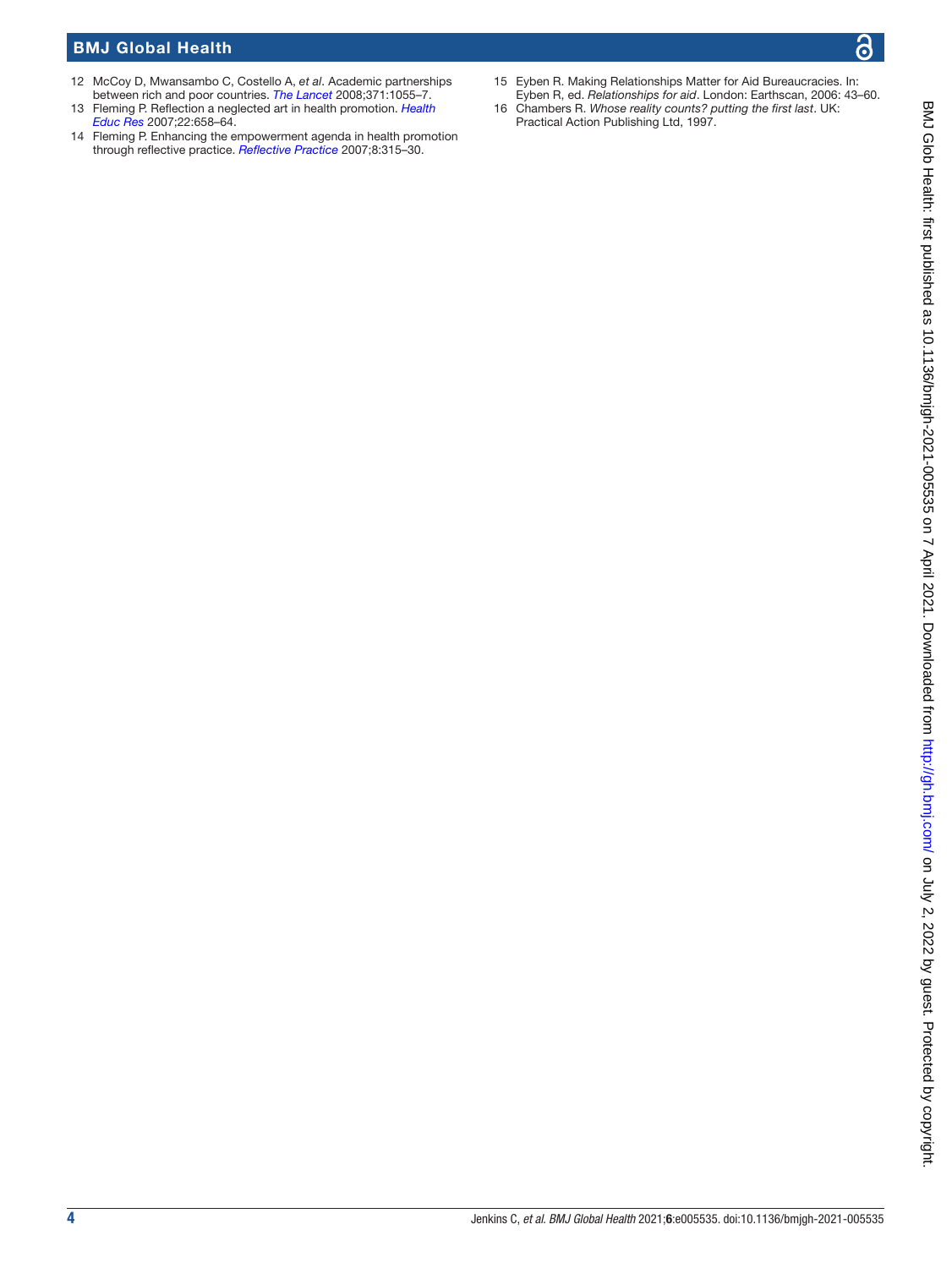12 McCoy D, Mwansambo C, Costello A, *et al*. Academic partnerships between rich and poor countries. *The Lancet* 2008;371:1055–7.
13 Fleming P. Reflection a neglected art in health promotion. *Health Educ Res* 2007;22:658–64.
14 Fleming P. Enhancing the empowerment agenda in health promotion through reflective practice. *Reflective Practice* 2007;8:315–30.
15 Eyben R. Making Relationships Matter for Aid Bureaucracies. In: Eyben R, ed. *Relationships for aid*. London: Earthscan, 2006: 43–60.
16 Chambers R. *Whose reality counts? putting the first last*. UK: Practical Action Publishing Ltd, 1997.